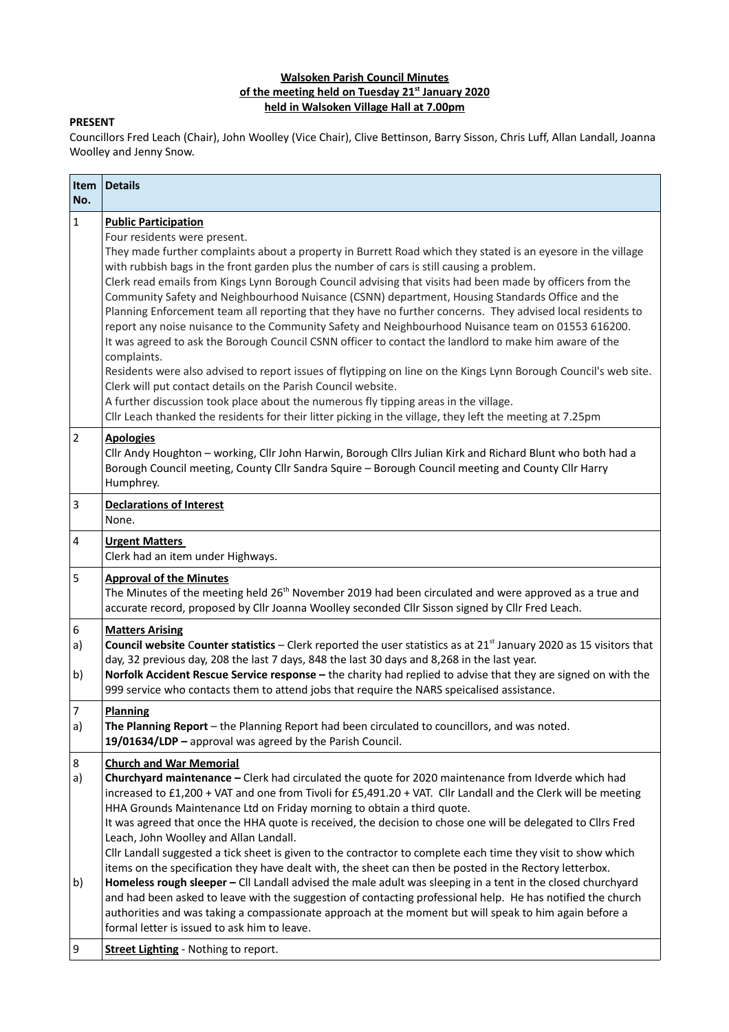**Walsoken Parish Council Minutes**
**of the meeting held on Tuesday 21st January 2020**
**held in Walsoken Village Hall at 7.00pm**

**PRESENT**
Councillors Fred Leach (Chair), John Woolley (Vice Chair), Clive Bettinson, Barry Sisson, Chris Luff, Allan Landall, Joanna Woolley and Jenny Snow.

| Item No. | Details |
|---|---|
| 1 | **Public Participation**<br>Four residents were present.<br>They made further complaints about a property in Burrett Road which they stated is an eyesore in the village with rubbish bags in the front garden plus the number of cars is still causing a problem.<br>Clerk read emails from Kings Lynn Borough Council advising that visits had been made by officers from the Community Safety and Neighbourhood Nuisance (CSNN) department, Housing Standards Office and the Planning Enforcement team all reporting that they have no further concerns. They advised local residents to report any noise nuisance to the Community Safety and Neighbourhood Nuisance team on 01553 616200.<br>It was agreed to ask the Borough Council CSNN officer to contact the landlord to make him aware of the complaints.<br>Residents were also advised to report issues of flytipping on line on the Kings Lynn Borough Council's web site. Clerk will put contact details on the Parish Council website.<br>A further discussion took place about the numerous fly tipping areas in the village.<br>Cllr Leach thanked the residents for their litter picking in the village, they left the meeting at 7.25pm |
| 2 | **Apologies**<br>Cllr Andy Houghton – working, Cllr John Harwin, Borough Cllrs Julian Kirk and Richard Blunt who both had a Borough Council meeting, County Cllr Sandra Squire – Borough Council meeting and County Cllr Harry Humphrey. |
| 3 | **Declarations of Interest**<br>None. |
| 4 | **Urgent Matters**<br>Clerk had an item under Highways. |
| 5 | **Approval of the Minutes**<br>The Minutes of the meeting held 26th November 2019 had been circulated and were approved as a true and accurate record, proposed by Cllr Joanna Woolley seconded Cllr Sisson signed by Cllr Fred Leach. |
| 6<br>a)<br><br>b) | **Matters Arising**<br>**Council website Counter statistics** – Clerk reported the user statistics as at 21st January 2020 as 15 visitors that day, 32 previous day, 208 the last 7 days, 848 the last 30 days and 8,268 in the last year.<br>**Norfolk Accident Rescue Service response –** the charity had replied to advise that they are signed on with the 999 service who contacts them to attend jobs that require the NARS speicalised assistance. |
| 7<br>a) | **Planning**<br>**The Planning Report** – the Planning Report had been circulated to councillors, and was noted.<br>**19/01634/LDP –** approval was agreed by the Parish Council. |
| 8<br>a)<br><br><br><br><br><br><br><br>b) | **Church and War Memorial**<br>**Churchyard maintenance –** Clerk had circulated the quote for 2020 maintenance from Idverde which had increased to £1,200 + VAT and one from Tivoli for £5,491.20 + VAT. Cllr Landall and the Clerk will be meeting HHA Grounds Maintenance Ltd on Friday morning to obtain a third quote.<br>It was agreed that once the HHA quote is received, the decision to chose one will be delegated to Cllrs Fred Leach, John Woolley and Allan Landall.<br>Cllr Landall suggested a tick sheet is given to the contractor to complete each time they visit to show which items on the specification they have dealt with, the sheet can then be posted in the Rectory letterbox.<br>**Homeless rough sleeper –** Cll Landall advised the male adult was sleeping in a tent in the closed churchyard and had been asked to leave with the suggestion of contacting professional help. He has notified the church authorities and was taking a compassionate approach at the moment but will speak to him again before a formal letter is issued to ask him to leave. |
| 9 | **Street Lighting** - Nothing to report. |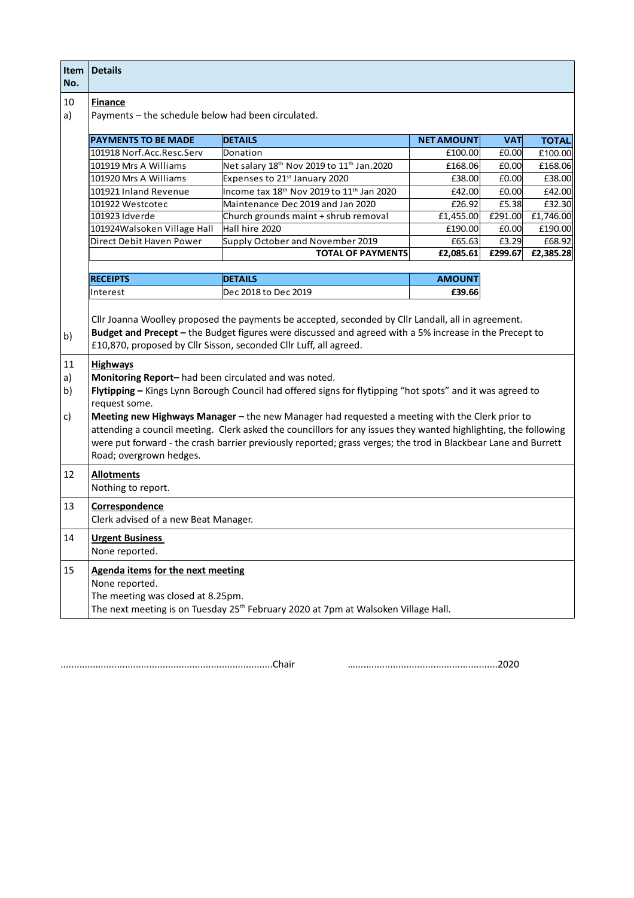| Item No. | Details |
|---|---|
| 10 a) | **Finance** Payments – the schedule below had been circulated. |

| PAYMENTS TO BE MADE | DETAILS | NET AMOUNT | VAT | TOTAL |
|---|---|---|---|---|
| 101918 Norf.Acc.Resc.Serv | Donation | £100.00 | £0.00 | £100.00 |
| 101919 Mrs A Williams | Net salary 18th Nov 2019 to 11th Jan.2020 | £168.06 | £0.00 | £168.06 |
| 101920 Mrs A Williams | Expenses to 21st January 2020 | £38.00 | £0.00 | £38.00 |
| 101921 Inland Revenue | Income tax 18th Nov 2019 to 11th Jan 2020 | £42.00 | £0.00 | £42.00 |
| 101922 Westcotec | Maintenance Dec 2019 and Jan 2020 | £26.92 | £5.38 | £32.30 |
| 101923 Idverde | Church grounds maint + shrub removal | £1,455.00 | £291.00 | £1,746.00 |
| 101924Walsoken Village Hall | Hall hire 2020 | £190.00 | £0.00 | £190.00 |
| Direct Debit Haven Power | Supply October and November 2019 | £65.63 | £3.29 | £68.92 |
| | **TOTAL OF PAYMENTS** | **£2,085.61** | **£299.67** | **£2,385.28** |

| RECEIPTS | DETAILS | AMOUNT |
|---|---|---|
| Interest | Dec 2018 to Dec 2019 | **£39.66** |

Cllr Joanna Woolley proposed the payments be accepted, seconded by Cllr Landall, all in agreement.

b) **Budget and Precept –** the Budget figures were discussed and agreed with a 5% increase in the Precept to £10,870, proposed by Cllr Sisson, seconded Cllr Luff, all agreed.

**11 Highways**

a) **Monitoring Report–** had been circulated and was noted.

b) **Flytipping –** Kings Lynn Borough Council had offered signs for flytipping "hot spots" and it was agreed to request some.

c) **Meeting new Highways Manager –** the new Manager had requested a meeting with the Clerk prior to attending a council meeting. Clerk asked the councillors for any issues they wanted highlighting, the following were put forward - the crash barrier previously reported; grass verges; the trod in Blackbear Lane and Burrett Road; overgrown hedges.

**12 Allotments**

Nothing to report.

**13 Correspondence**

Clerk advised of a new Beat Manager.

**14 Urgent Business**

None reported.

**15 Agenda items for the next meeting**

None reported.

The meeting was closed at 8.25pm.

The next meeting is on Tuesday 25th February 2020 at 7pm at Walsoken Village Hall.

……………………………………………………………………Chair ………………………………………………2020